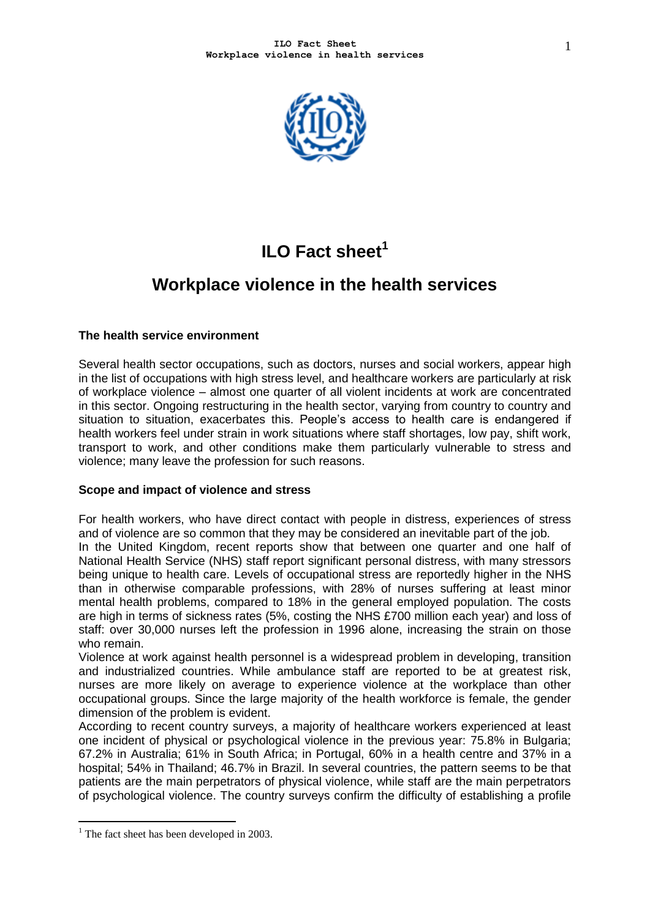# ILO Fact sheet[1]

## Workplace violence in the health services

### The health service environment

Several health sector occupations, such as doctors, nurses and social workers, appear high in the list of occupations with high stress level, and healthcare workers are particularly at risk of workplace violence – almost one quarter of all violent incidents at work are concentrated in this sector. Ongoing restructuring in the health sector, varying from country to country and situation to situation, exacerbates this. People's access to health care is endangered if health workers feel under strain in work situations where staff shortages, low pay, shift work, transport to work, and other conditions make them particularly vulnerable to stress and violence; many leave the profession for such reasons.

### Scope and impact of violence and stress

For health workers, who have direct contact with people in distress, experiences of stress and of violence are so common that they may be considered an inevitable part of the job.

In the United Kingdom, recent reports show that between one quarter and one half of National Health Service (NHS) staff report significant personal distress, with many stressors being unique to health care. Levels of occupational stress are reportedly higher in the NHS than in otherwise comparable professions, with 28% of nurses suffering at least minor mental health problems, compared to 18% in the general employed population. The costs are high in terms of sickness rates (5%, costing the NHS £700 million each year) and loss of staff: over 30,000 nurses left the profession in 1996 alone, increasing the strain on those who remain.

Violence at work against health personnel is a widespread problem in developing, transition and industrialized countries. While ambulance staff are reported to be at greatest risk, nurses are more likely on average to experience violence at the workplace than other occupational groups. Since the large majority of the health workforce is female, the gender dimension of the problem is evident.

According to recent country surveys, a majority of healthcare workers experienced at least one incident of physical or psychological violence in the previous year: 75.8% in Bulgaria; 67.2% in Australia; 61% in South Africa; in Portugal, 60% in a health centre and 37% in a hospital; 54% in Thailand; 46.7% in Brazil. In several countries, the pattern seems to be that patients are the main perpetrators of physical violence, while staff are the main perpetrators of psychological violence. The country surveys confirm the difficulty of establishing a profile

[1] The fact sheet has been developed in 2003.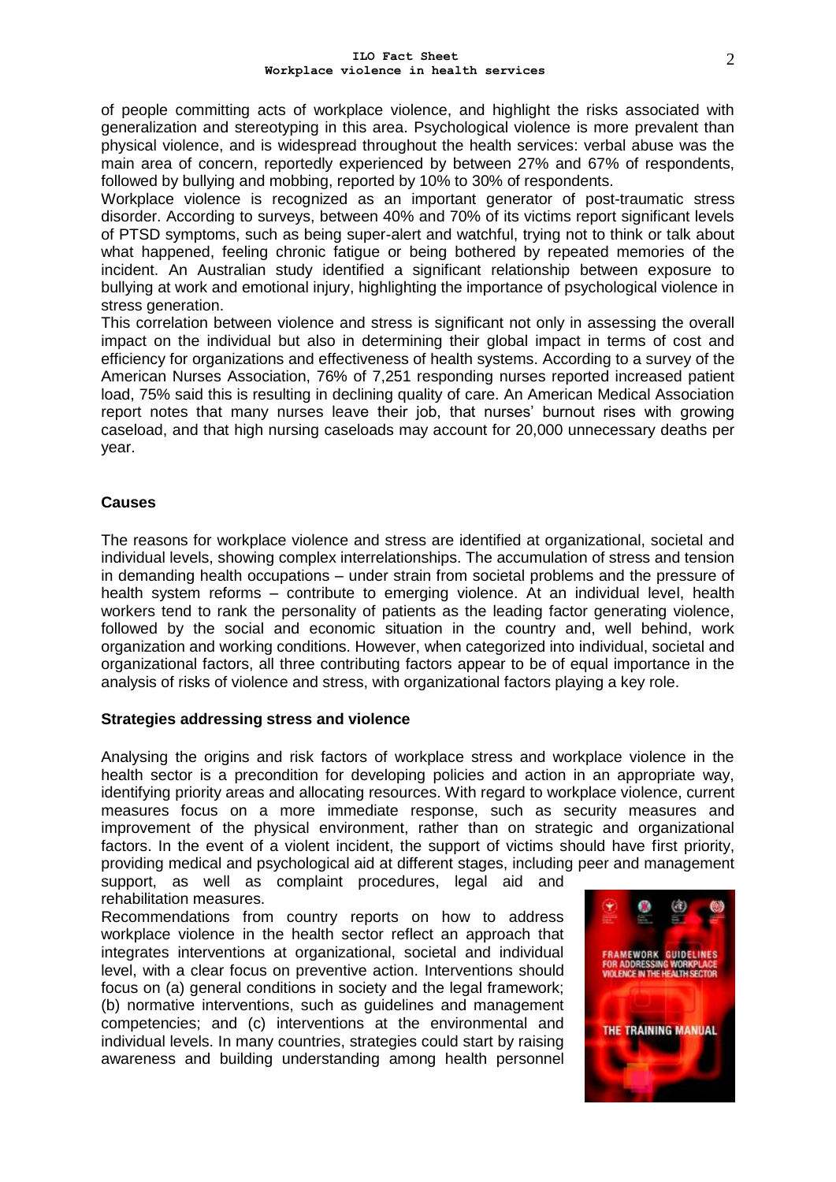of people committing acts of workplace violence, and highlight the risks associated with generalization and stereotyping in this area. Psychological violence is more prevalent than physical violence, and is widespread throughout the health services: verbal abuse was the main area of concern, reportedly experienced by between 27% and 67% of respondents, followed by bullying and mobbing, reported by 10% to 30% of respondents.

Workplace violence is recognized as an important generator of post-traumatic stress disorder. According to surveys, between 40% and 70% of its victims report significant levels of PTSD symptoms, such as being super-alert and watchful, trying not to think or talk about what happened, feeling chronic fatigue or being bothered by repeated memories of the incident. An Australian study identified a significant relationship between exposure to bullying at work and emotional injury, highlighting the importance of psychological violence in stress generation.

This correlation between violence and stress is significant not only in assessing the overall impact on the individual but also in determining their global impact in terms of cost and efficiency for organizations and effectiveness of health systems. According to a survey of the American Nurses Association, 76% of 7,251 responding nurses reported increased patient load, 75% said this is resulting in declining quality of care. An American Medical Association report notes that many nurses leave their job, that nurses' burnout rises with growing caseload, and that high nursing caseloads may account for 20,000 unnecessary deaths per year.

**Causes**

The reasons for workplace violence and stress are identified at organizational, societal and individual levels, showing complex interrelationships. The accumulation of stress and tension in demanding health occupations – under strain from societal problems and the pressure of health system reforms – contribute to emerging violence. At an individual level, health workers tend to rank the personality of patients as the leading factor generating violence, followed by the social and economic situation in the country and, well behind, work organization and working conditions. However, when categorized into individual, societal and organizational factors, all three contributing factors appear to be of equal importance in the analysis of risks of violence and stress, with organizational factors playing a key role.

**Strategies addressing stress and violence**

Analysing the origins and risk factors of workplace stress and workplace violence in the health sector is a precondition for developing policies and action in an appropriate way, identifying priority areas and allocating resources. With regard to workplace violence, current measures focus on a more immediate response, such as security measures and improvement of the physical environment, rather than on strategic and organizational factors. In the event of a violent incident, the support of victims should have first priority, providing medical and psychological aid at different stages, including peer and management support, as well as complaint procedures, legal aid and rehabilitation measures.

Recommendations from country reports on how to address workplace violence in the health sector reflect an approach that integrates interventions at organizational, societal and individual level, with a clear focus on preventive action. Interventions should focus on (a) general conditions in society and the legal framework; (b) normative interventions, such as guidelines and management competencies; and (c) interventions at the environmental and individual levels. In many countries, strategies could start by raising awareness and building understanding among health personnel

FRAMEWORK GUIDELINES FOR ADDRESSING WORKPLACE VIOLENCE IN THE HEALTH SECTOR

THE TRAINING MANUAL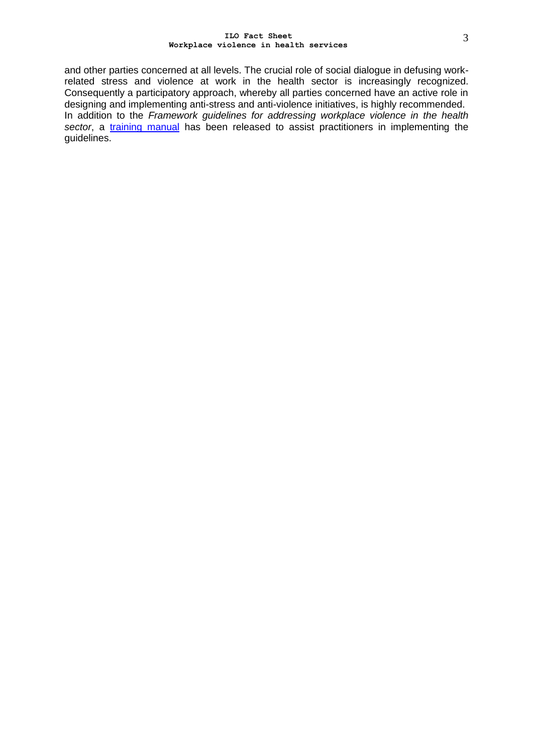and other parties concerned at all levels. The crucial role of social dialogue in defusing work-related stress and violence at work in the health sector is increasingly recognized. Consequently a participatory approach, whereby all parties concerned have an active role in designing and implementing anti-stress and anti-violence initiatives, is highly recommended. In addition to the *Framework guidelines for addressing workplace violence in the health sector*, a training manual has been released to assist practitioners in implementing the guidelines.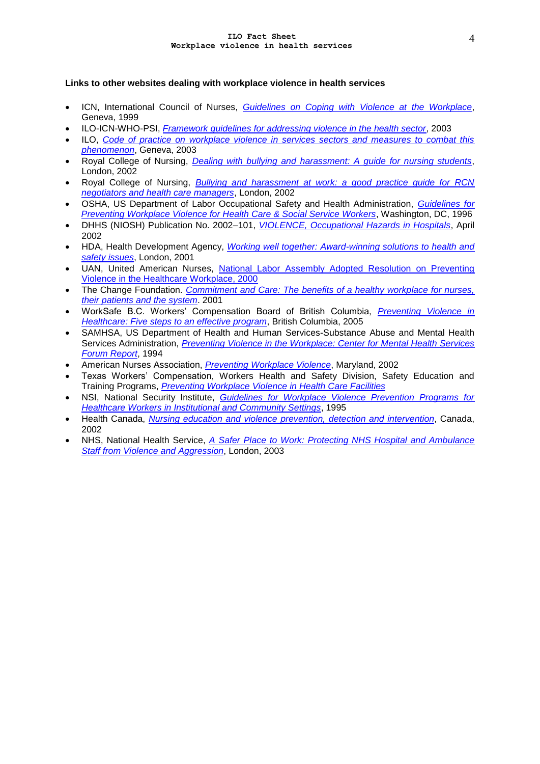**Links to other websites dealing with workplace violence in health services**

- ICN, International Council of Nurses, *Guidelines on Coping with Violence at the Workplace*, Geneva, 1999
- ILO-ICN-WHO-PSI, *Framework guidelines for addressing violence in the health sector*, 2003
- ILO, *Code of practice on workplace violence in services sectors and measures to combat this phenomenon*, Geneva, 2003
- Royal College of Nursing, *Dealing with bullying and harassment: A guide for nursing students*, London, 2002
- Royal College of Nursing, *Bullying and harassment at work: a good practice guide for RCN negotiators and health care managers*, London, 2002
- OSHA, US Department of Labor Occupational Safety and Health Administration, *Guidelines for Preventing Workplace Violence for Health Care & Social Service Workers*, Washington, DC, 1996
- DHHS (NIOSH) Publication No. 2002–101, *VIOLENCE, Occupational Hazards in Hospitals*, April 2002
- HDA, Health Development Agency, *Working well together: Award-winning solutions to health and safety issues*, London, 2001
- UAN, United American Nurses, National Labor Assembly Adopted Resolution on Preventing Violence in the Healthcare Workplace, 2000
- The Change Foundation. *Commitment and Care: The benefits of a healthy workplace for nurses, their patients and the system*. 2001
- WorkSafe B.C. Workers' Compensation Board of British Columbia, *Preventing Violence in Healthcare: Five steps to an effective program*, British Columbia, 2005
- SAMHSA, US Department of Health and Human Services-Substance Abuse and Mental Health Services Administration, *Preventing Violence in the Workplace: Center for Mental Health Services Forum Report*, 1994
- American Nurses Association, *Preventing Workplace Violence*, Maryland, 2002
- Texas Workers' Compensation, Workers Health and Safety Division, Safety Education and Training Programs, *Preventing Workplace Violence in Health Care Facilities*
- NSI, National Security Institute, *Guidelines for Workplace Violence Prevention Programs for Healthcare Workers in Institutional and Community Settings*, 1995
- Health Canada, *Nursing education and violence prevention, detection and intervention*, Canada, 2002
- NHS, National Health Service, *A Safer Place to Work: Protecting NHS Hospital and Ambulance Staff from Violence and Aggression*, London, 2003